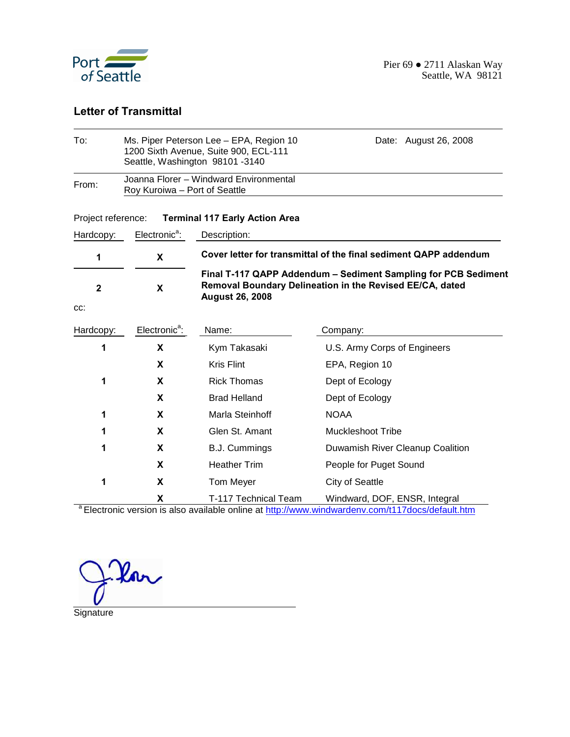Port of Seattle

Pier 69 ● 2711 Alaskan Way
Seattle, WA 98121

## Letter of Transmittal

| | | |
|---|---|---|
| To: | Ms. Piper Peterson Lee – EPA, Region 10<br>1200 Sixth Avenue, Suite 900, ECL-111<br>Seattle, Washington 98101 -3140 | Date: August 26, 2008 |
| From: | Joanna Florer – Windward Environmental<br>Roy Kuroiwa – Port of Seattle | |

Project reference: **Terminal 117 Early Action Area**

| Hardcopy: | Electronic[a]: | Description: |
|---|---|---|
| **1** | **X** | **Cover letter for transmittal of the final sediment QAPP addendum** |
| **2** | **X** | **Final T-117 QAPP Addendum – Sediment Sampling for PCB Sediment Removal Boundary Delineation in the Revised EE/CA, dated August 26, 2008** |

cc:

| Hardcopy: | Electronic[a]: | Name: | Company: |
|---|---|---|---|
| **1** | **X** | Kym Takasaki | U.S. Army Corps of Engineers |
| | **X** | Kris Flint | EPA, Region 10 |
| **1** | **X** | Rick Thomas | Dept of Ecology |
| | **X** | Brad Helland | Dept of Ecology |
| **1** | **X** | Marla Steinhoff | NOAA |
| **1** | **X** | Glen St. Amant | Muckleshoot Tribe |
| **1** | **X** | B.J. Cummings | Duwamish River Cleanup Coalition |
| | **X** | Heather Trim | People for Puget Sound |
| **1** | **X** | Tom Meyer | City of Seattle |
| | **X** | T-117 Technical Team | Windward, DOF, ENSR, Integral |

[a] Electronic version is also available online at http://www.windwardenv.com/t117docs/default.htm

Signature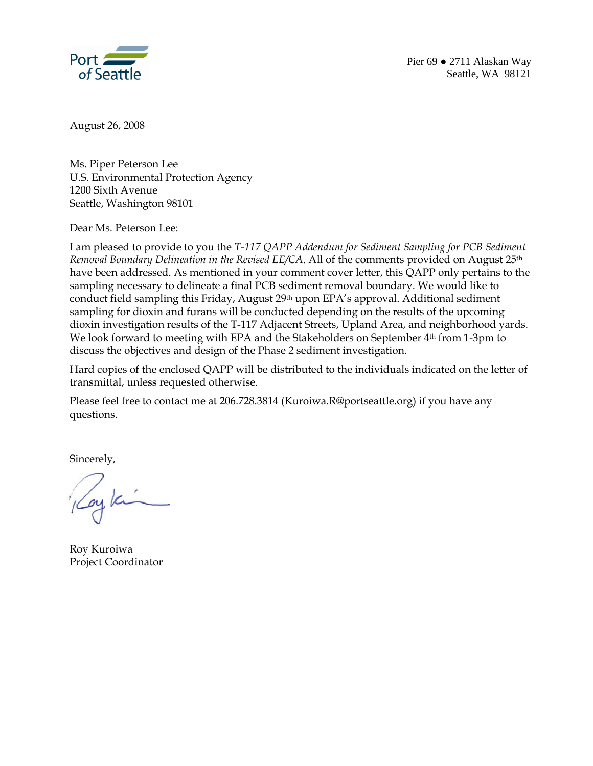Port of Seattle

Pier 69 ● 2711 Alaskan Way
Seattle, WA 98121

August 26, 2008

Ms. Piper Peterson Lee
U.S. Environmental Protection Agency
1200 Sixth Avenue
Seattle, Washington 98101

Dear Ms. Peterson Lee:

I am pleased to provide to you the *T-117 QAPP Addendum for Sediment Sampling for PCB Sediment Removal Boundary Delineation in the Revised EE/CA*. All of the comments provided on August 25th have been addressed. As mentioned in your comment cover letter, this QAPP only pertains to the sampling necessary to delineate a final PCB sediment removal boundary. We would like to conduct field sampling this Friday, August 29th upon EPA's approval. Additional sediment sampling for dioxin and furans will be conducted depending on the results of the upcoming dioxin investigation results of the T-117 Adjacent Streets, Upland Area, and neighborhood yards. We look forward to meeting with EPA and the Stakeholders on September 4th from 1-3pm to discuss the objectives and design of the Phase 2 sediment investigation.

Hard copies of the enclosed QAPP will be distributed to the individuals indicated on the letter of transmittal, unless requested otherwise.

Please feel free to contact me at 206.728.3814 (Kuroiwa.R@portseattle.org) if you have any questions.

Sincerely,

Roy Kuroiwa
Project Coordinator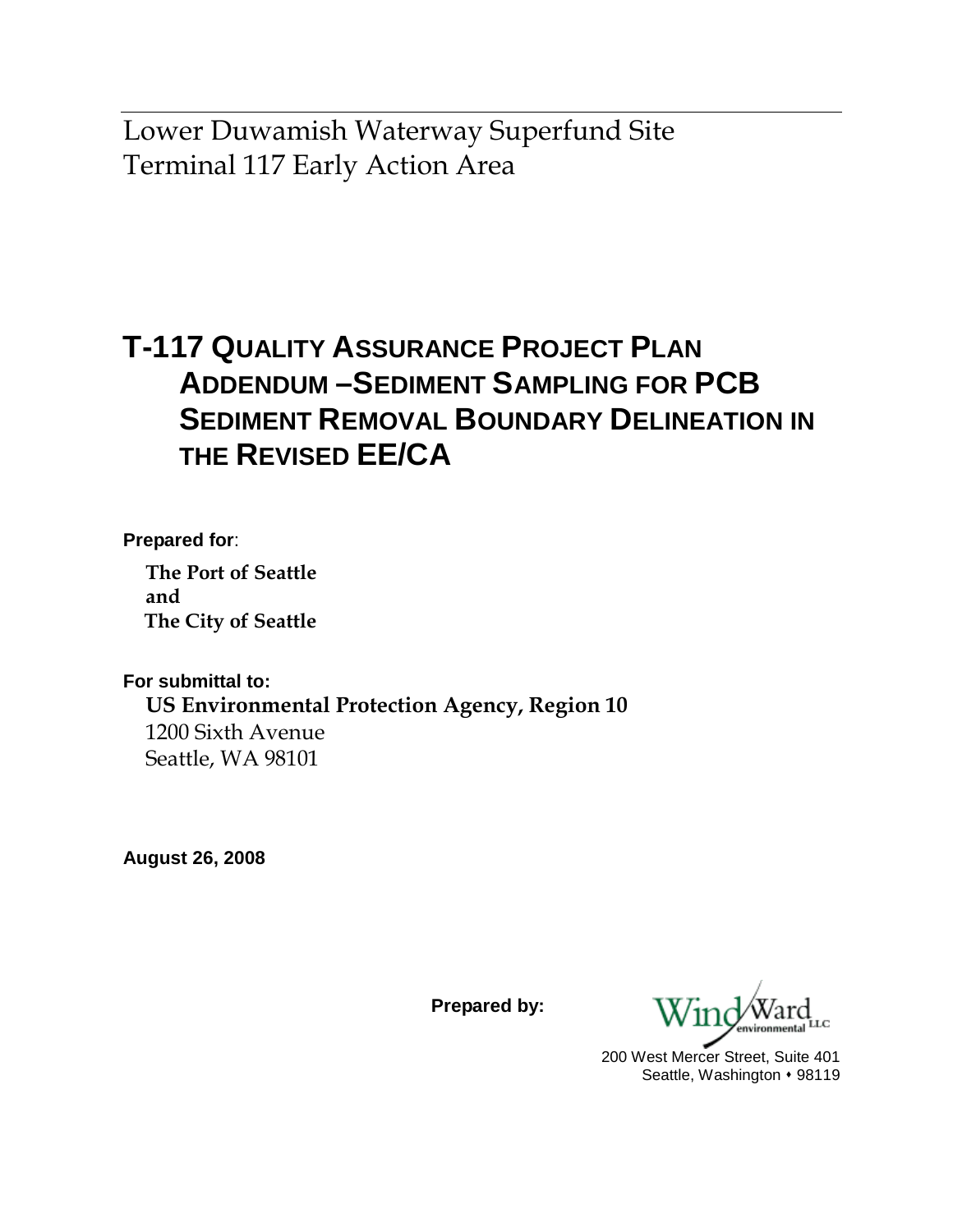Lower Duwamish Waterway Superfund Site
Terminal 117 Early Action Area

# T-117 Quality Assurance Project Plan Addendum – Sediment Sampling for PCB Sediment Removal Boundary Delineation in the Revised EE/CA

**Prepared for**:

**The Port of Seattle**
**and**
**The City of Seattle**

**For submittal to:**

**US Environmental Protection Agency, Region 10**
1200 Sixth Avenue
Seattle, WA 98101

**August 26, 2008**

**Prepared by:**

Windward environmental LLC
200 West Mercer Street, Suite 401
Seattle, Washington • 98119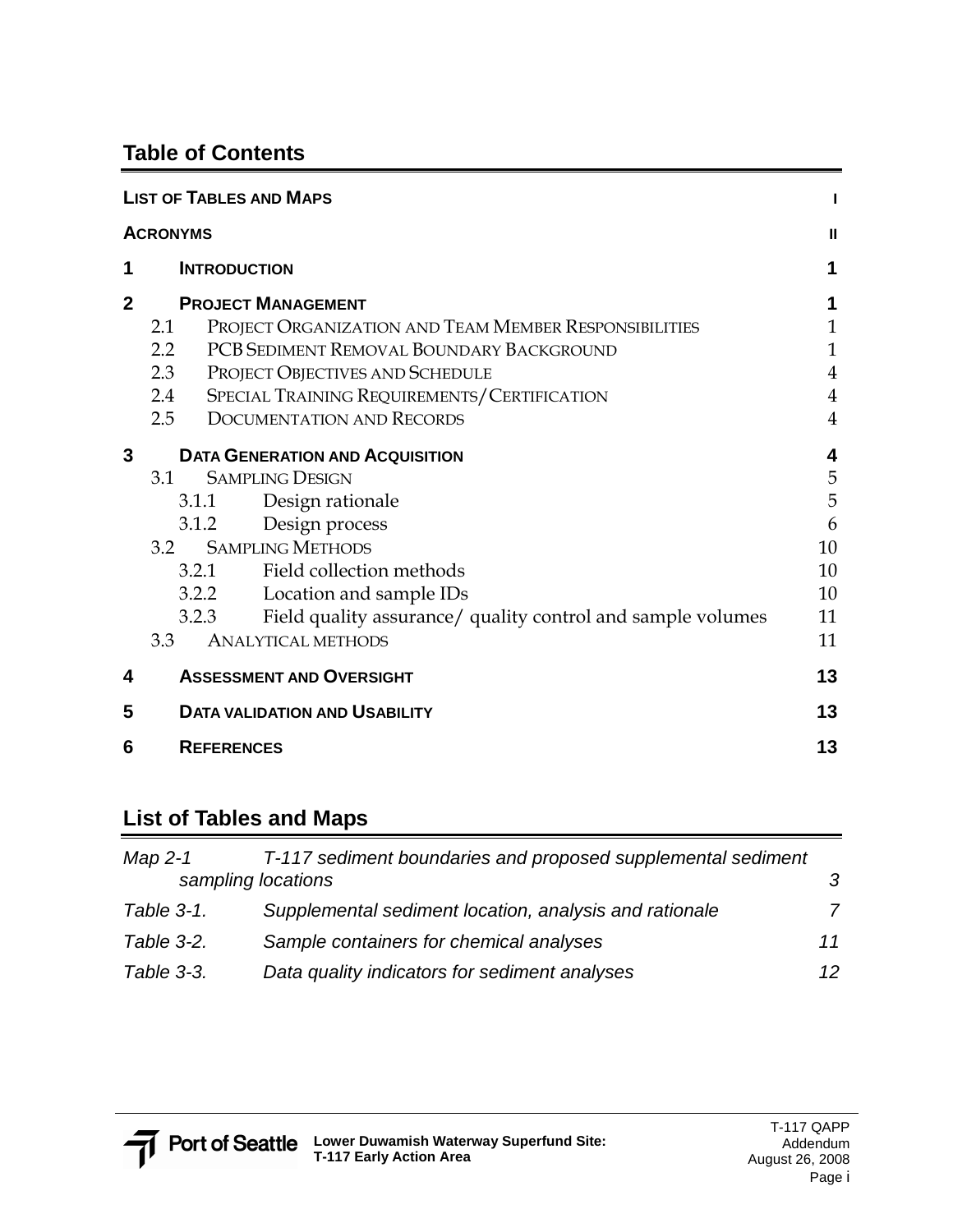## Table of Contents

| | |
|---|---|
| **LIST OF TABLES AND MAPS** | **I** |
| **ACRONYMS** | **II** |
| **1 INTRODUCTION** | **1** |
| **2 PROJECT MANAGEMENT** | **1** |
| 2.1 PROJECT ORGANIZATION AND TEAM MEMBER RESPONSIBILITIES | 1 |
| 2.2 PCB SEDIMENT REMOVAL BOUNDARY BACKGROUND | 1 |
| 2.3 PROJECT OBJECTIVES AND SCHEDULE | 4 |
| 2.4 SPECIAL TRAINING REQUIREMENTS/CERTIFICATION | 4 |
| 2.5 DOCUMENTATION AND RECORDS | 4 |
| **3 DATA GENERATION AND ACQUISITION** | **4** |
| 3.1 SAMPLING DESIGN | 5 |
| 3.1.1 Design rationale | 5 |
| 3.1.2 Design process | 6 |
| 3.2 SAMPLING METHODS | 10 |
| 3.2.1 Field collection methods | 10 |
| 3.2.2 Location and sample IDs | 10 |
| 3.2.3 Field quality assurance/ quality control and sample volumes | 11 |
| 3.3 ANALYTICAL METHODS | 11 |
| **4 ASSESSMENT AND OVERSIGHT** | **13** |
| **5 DATA VALIDATION AND USABILITY** | **13** |
| **6 REFERENCES** | **13** |

## List of Tables and Maps

| | | |
|---|---|---|
| *Map 2-1* | *T-117 sediment boundaries and proposed supplemental sediment sampling locations* | *3* |
| *Table 3-1.* | *Supplemental sediment location, analysis and rationale* | *7* |
| *Table 3-2.* | *Sample containers for chemical analyses* | *11* |
| *Table 3-3.* | *Data quality indicators for sediment analyses* | *12* |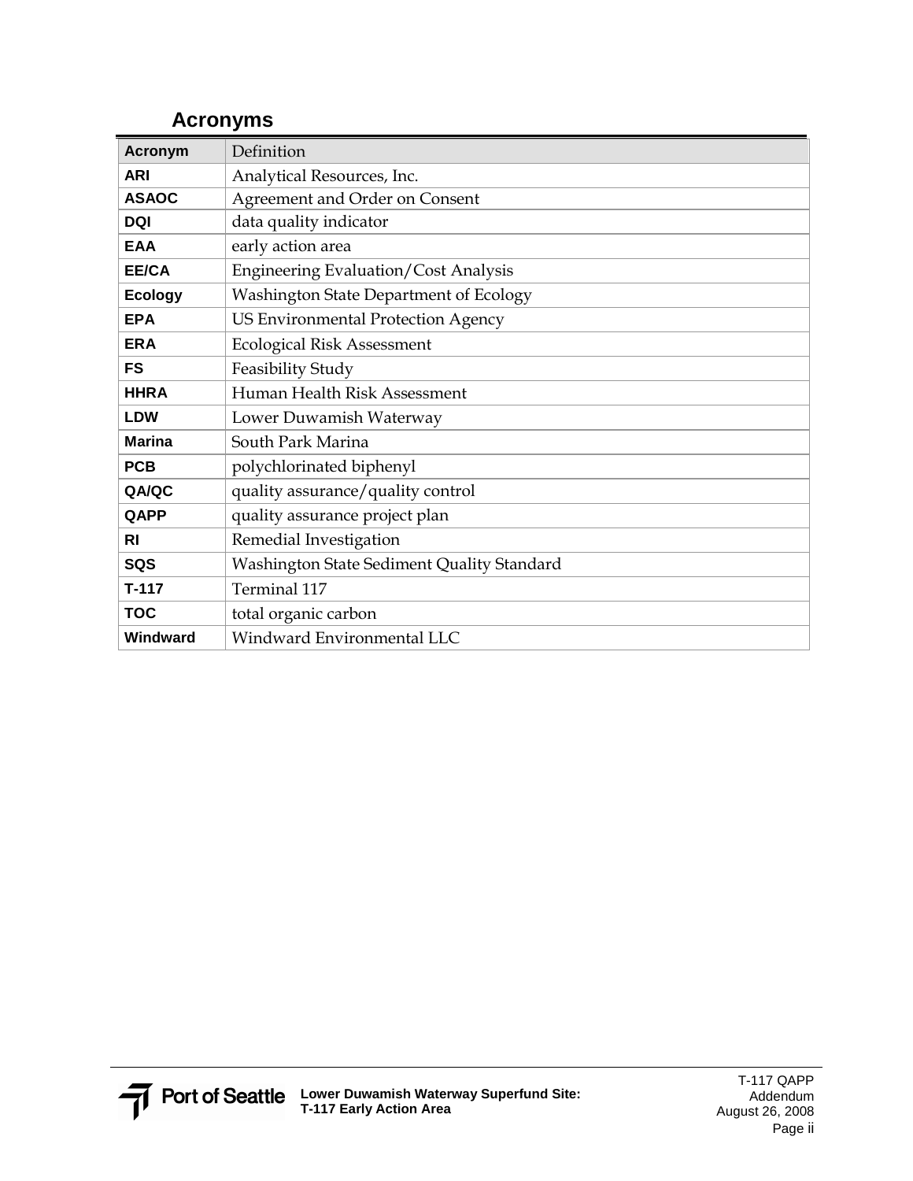# Acronyms

| Acronym | Definition |
|---|---|
| ARI | Analytical Resources, Inc. |
| ASAOC | Agreement and Order on Consent |
| DQI | data quality indicator |
| EAA | early action area |
| EE/CA | Engineering Evaluation/Cost Analysis |
| Ecology | Washington State Department of Ecology |
| EPA | US Environmental Protection Agency |
| ERA | Ecological Risk Assessment |
| FS | Feasibility Study |
| HHRA | Human Health Risk Assessment |
| LDW | Lower Duwamish Waterway |
| Marina | South Park Marina |
| PCB | polychlorinated biphenyl |
| QA/QC | quality assurance/quality control |
| QAPP | quality assurance project plan |
| RI | Remedial Investigation |
| SQS | Washington State Sediment Quality Standard |
| T-117 | Terminal 117 |
| TOC | total organic carbon |
| Windward | Windward Environmental LLC |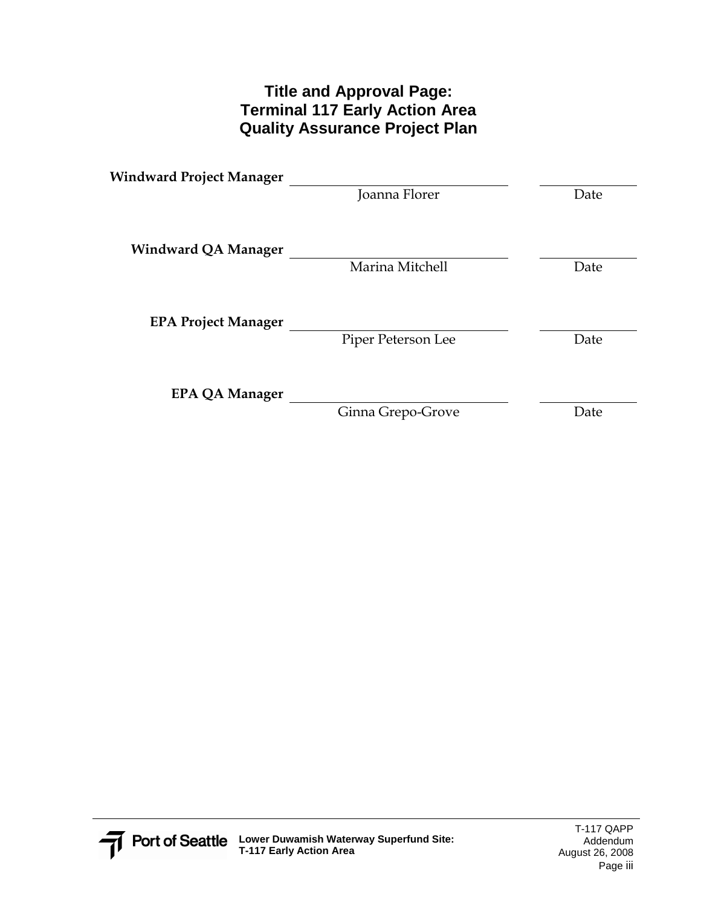# Title and Approval Page: Terminal 117 Early Action Area Quality Assurance Project Plan

| | | |
|---|---|---|
| **Windward Project Manager** | ____________________ | __________ |
| | Joanna Florer | Date |
| **Windward QA Manager** | ____________________ | __________ |
| | Marina Mitchell | Date |
| **EPA Project Manager** | ____________________ | __________ |
| | Piper Peterson Lee | Date |
| **EPA QA Manager** | ____________________ | __________ |
| | Ginna Grepo-Grove | Date |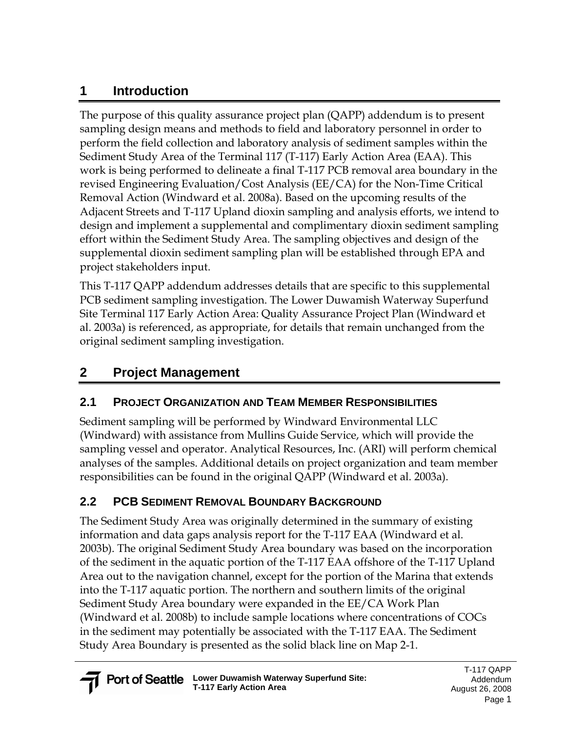# 1 Introduction

The purpose of this quality assurance project plan (QAPP) addendum is to present sampling design means and methods to field and laboratory personnel in order to perform the field collection and laboratory analysis of sediment samples within the Sediment Study Area of the Terminal 117 (T-117) Early Action Area (EAA). This work is being performed to delineate a final T-117 PCB removal area boundary in the revised Engineering Evaluation/Cost Analysis (EE/CA) for the Non-Time Critical Removal Action (Windward et al. 2008a). Based on the upcoming results of the Adjacent Streets and T-117 Upland dioxin sampling and analysis efforts, we intend to design and implement a supplemental and complimentary dioxin sediment sampling effort within the Sediment Study Area. The sampling objectives and design of the supplemental dioxin sediment sampling plan will be established through EPA and project stakeholders input.

This T-117 QAPP addendum addresses details that are specific to this supplemental PCB sediment sampling investigation. The Lower Duwamish Waterway Superfund Site Terminal 117 Early Action Area: Quality Assurance Project Plan (Windward et al. 2003a) is referenced, as appropriate, for details that remain unchanged from the original sediment sampling investigation.

# 2 Project Management

## 2.1 Project Organization and Team Member Responsibilities

Sediment sampling will be performed by Windward Environmental LLC (Windward) with assistance from Mullins Guide Service, which will provide the sampling vessel and operator. Analytical Resources, Inc. (ARI) will perform chemical analyses of the samples. Additional details on project organization and team member responsibilities can be found in the original QAPP (Windward et al. 2003a).

## 2.2 PCB Sediment Removal Boundary Background

The Sediment Study Area was originally determined in the summary of existing information and data gaps analysis report for the T-117 EAA (Windward et al. 2003b). The original Sediment Study Area boundary was based on the incorporation of the sediment in the aquatic portion of the T-117 EAA offshore of the T-117 Upland Area out to the navigation channel, except for the portion of the Marina that extends into the T-117 aquatic portion. The northern and southern limits of the original Sediment Study Area boundary were expanded in the EE/CA Work Plan (Windward et al. 2008b) to include sample locations where concentrations of COCs in the sediment may potentially be associated with the T-117 EAA. The Sediment Study Area Boundary is presented as the solid black line on Map 2-1.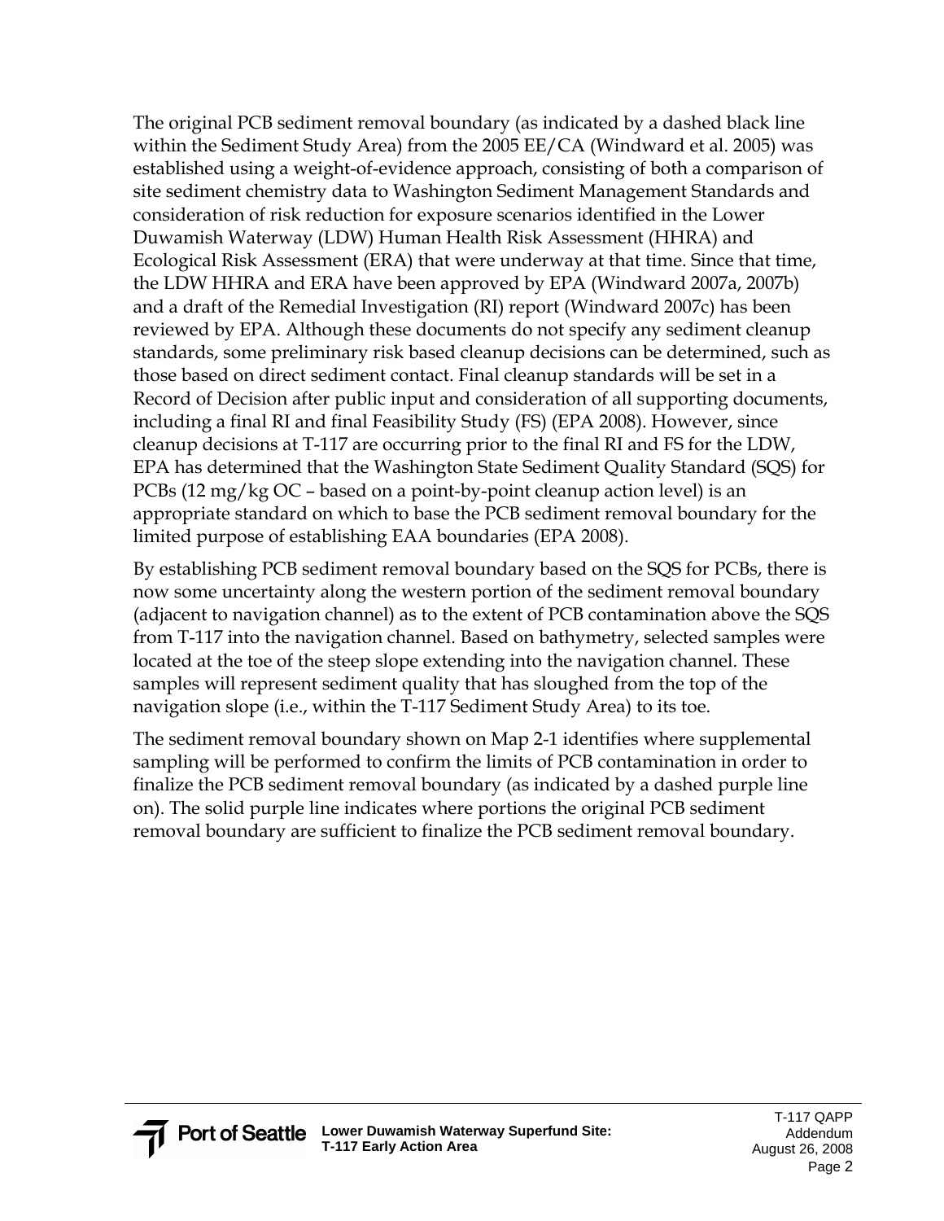The original PCB sediment removal boundary (as indicated by a dashed black line within the Sediment Study Area) from the 2005 EE/CA (Windward et al. 2005) was established using a weight-of-evidence approach, consisting of both a comparison of site sediment chemistry data to Washington Sediment Management Standards and consideration of risk reduction for exposure scenarios identified in the Lower Duwamish Waterway (LDW) Human Health Risk Assessment (HHRA) and Ecological Risk Assessment (ERA) that were underway at that time. Since that time, the LDW HHRA and ERA have been approved by EPA (Windward 2007a, 2007b) and a draft of the Remedial Investigation (RI) report (Windward 2007c) has been reviewed by EPA. Although these documents do not specify any sediment cleanup standards, some preliminary risk based cleanup decisions can be determined, such as those based on direct sediment contact. Final cleanup standards will be set in a Record of Decision after public input and consideration of all supporting documents, including a final RI and final Feasibility Study (FS) (EPA 2008). However, since cleanup decisions at T-117 are occurring prior to the final RI and FS for the LDW, EPA has determined that the Washington State Sediment Quality Standard (SQS) for PCBs (12 mg/kg OC – based on a point-by-point cleanup action level) is an appropriate standard on which to base the PCB sediment removal boundary for the limited purpose of establishing EAA boundaries (EPA 2008).

By establishing PCB sediment removal boundary based on the SQS for PCBs, there is now some uncertainty along the western portion of the sediment removal boundary (adjacent to navigation channel) as to the extent of PCB contamination above the SQS from T-117 into the navigation channel. Based on bathymetry, selected samples were located at the toe of the steep slope extending into the navigation channel. These samples will represent sediment quality that has sloughed from the top of the navigation slope (i.e., within the T-117 Sediment Study Area) to its toe.

The sediment removal boundary shown on Map 2-1 identifies where supplemental sampling will be performed to confirm the limits of PCB contamination in order to finalize the PCB sediment removal boundary (as indicated by a dashed purple line on). The solid purple line indicates where portions the original PCB sediment removal boundary are sufficient to finalize the PCB sediment removal boundary.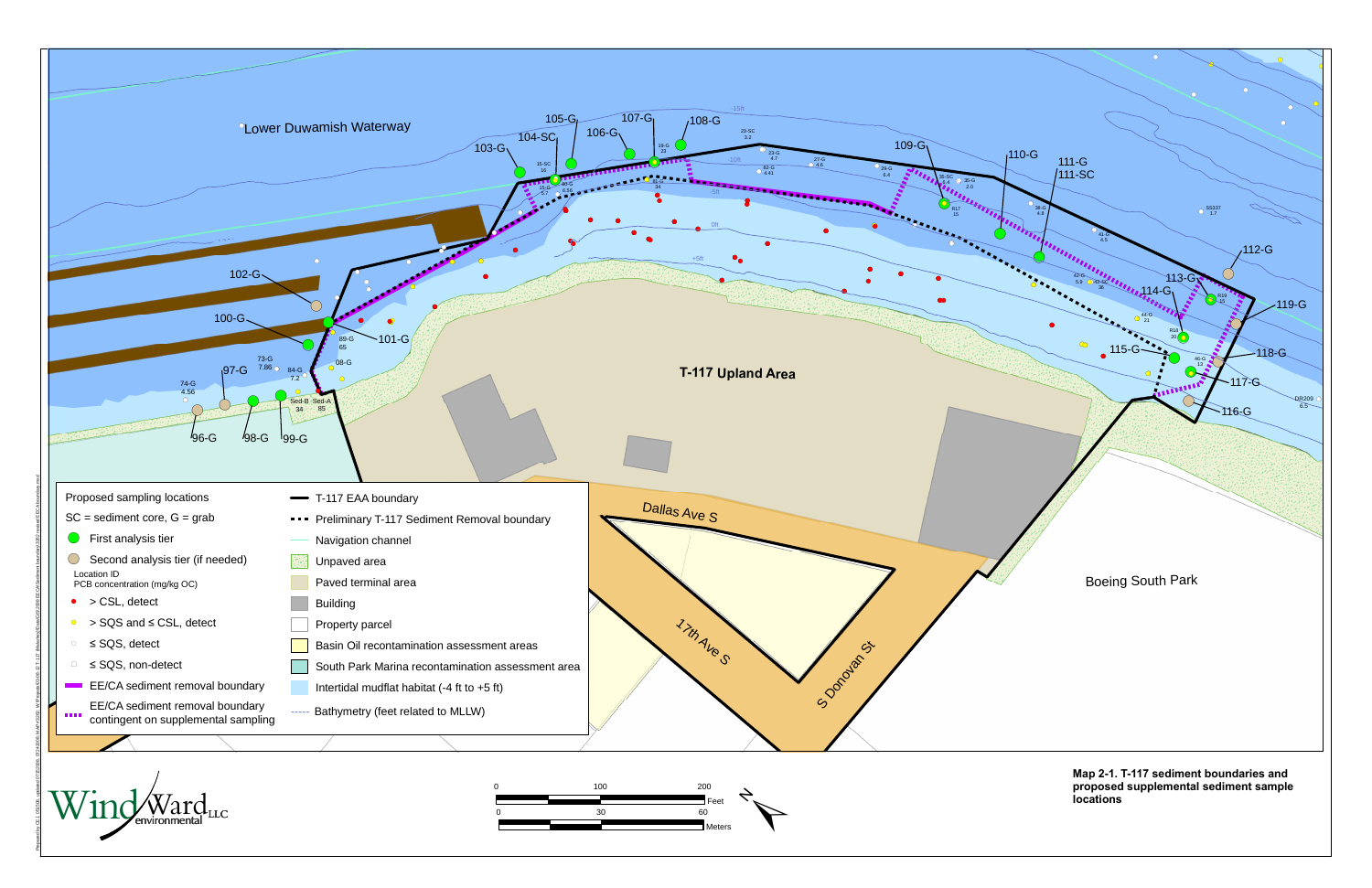Lower Duwamish Waterway

T-117 Upland Area

Boeing South Park

Proposed sampling locations

SC = sediment core, G = grab

- First analysis tier
- Second analysis tier (if needed)

Location ID
PCB concentration (mg/kg OC)

- > CSL, detect
- > SQS and ≤ CSL, detect
- ≤ SQS, detect
- ≤ SQS, non-detect
- EE/CA sediment removal boundary
- EE/CA sediment removal boundary contingent on supplemental sampling
- T-117 EAA boundary
- Preliminary T-117 Sediment Removal boundary
- Navigation channel
- Unpaved area
- Paved terminal area
- Building
- Property parcel
- Basin Oil recontamination assessment areas
- South Park Marina recontamination assessment area
- Intertidal mudflat habitat (-4 ft to +5 ft)
- Bathymetry (feet related to MLLW)

Dallas Ave S

17th Ave S

S Donovan St

0 100 200 Feet

0 30 60 Meters

**Map 2-1. T-117 sediment boundaries and proposed supplemental sediment sample locations**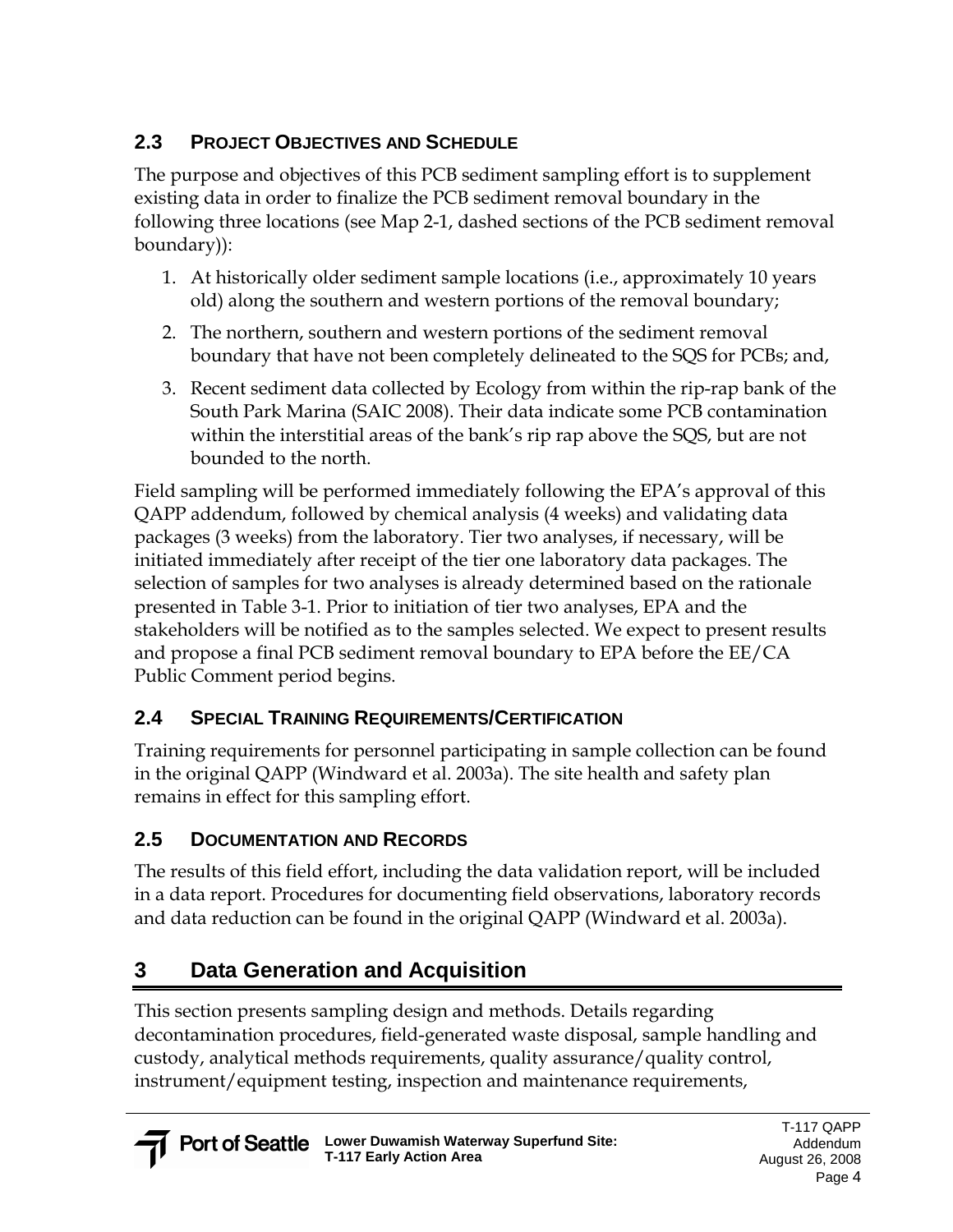### 2.3 PROJECT OBJECTIVES AND SCHEDULE

The purpose and objectives of this PCB sediment sampling effort is to supplement existing data in order to finalize the PCB sediment removal boundary in the following three locations (see Map 2-1, dashed sections of the PCB sediment removal boundary)):

1. At historically older sediment sample locations (i.e., approximately 10 years old) along the southern and western portions of the removal boundary;
2. The northern, southern and western portions of the sediment removal boundary that have not been completely delineated to the SQS for PCBs; and,
3. Recent sediment data collected by Ecology from within the rip-rap bank of the South Park Marina (SAIC 2008). Their data indicate some PCB contamination within the interstitial areas of the bank's rip rap above the SQS, but are not bounded to the north.

Field sampling will be performed immediately following the EPA's approval of this QAPP addendum, followed by chemical analysis (4 weeks) and validating data packages (3 weeks) from the laboratory. Tier two analyses, if necessary, will be initiated immediately after receipt of the tier one laboratory data packages. The selection of samples for two analyses is already determined based on the rationale presented in Table 3-1. Prior to initiation of tier two analyses, EPA and the stakeholders will be notified as to the samples selected. We expect to present results and propose a final PCB sediment removal boundary to EPA before the EE/CA Public Comment period begins.

### 2.4 SPECIAL TRAINING REQUIREMENTS/CERTIFICATION

Training requirements for personnel participating in sample collection can be found in the original QAPP (Windward et al. 2003a). The site health and safety plan remains in effect for this sampling effort.

### 2.5 DOCUMENTATION AND RECORDS

The results of this field effort, including the data validation report, will be included in a data report. Procedures for documenting field observations, laboratory records and data reduction can be found in the original QAPP (Windward et al. 2003a).

## 3 Data Generation and Acquisition

This section presents sampling design and methods. Details regarding decontamination procedures, field-generated waste disposal, sample handling and custody, analytical methods requirements, quality assurance/quality control, instrument/equipment testing, inspection and maintenance requirements,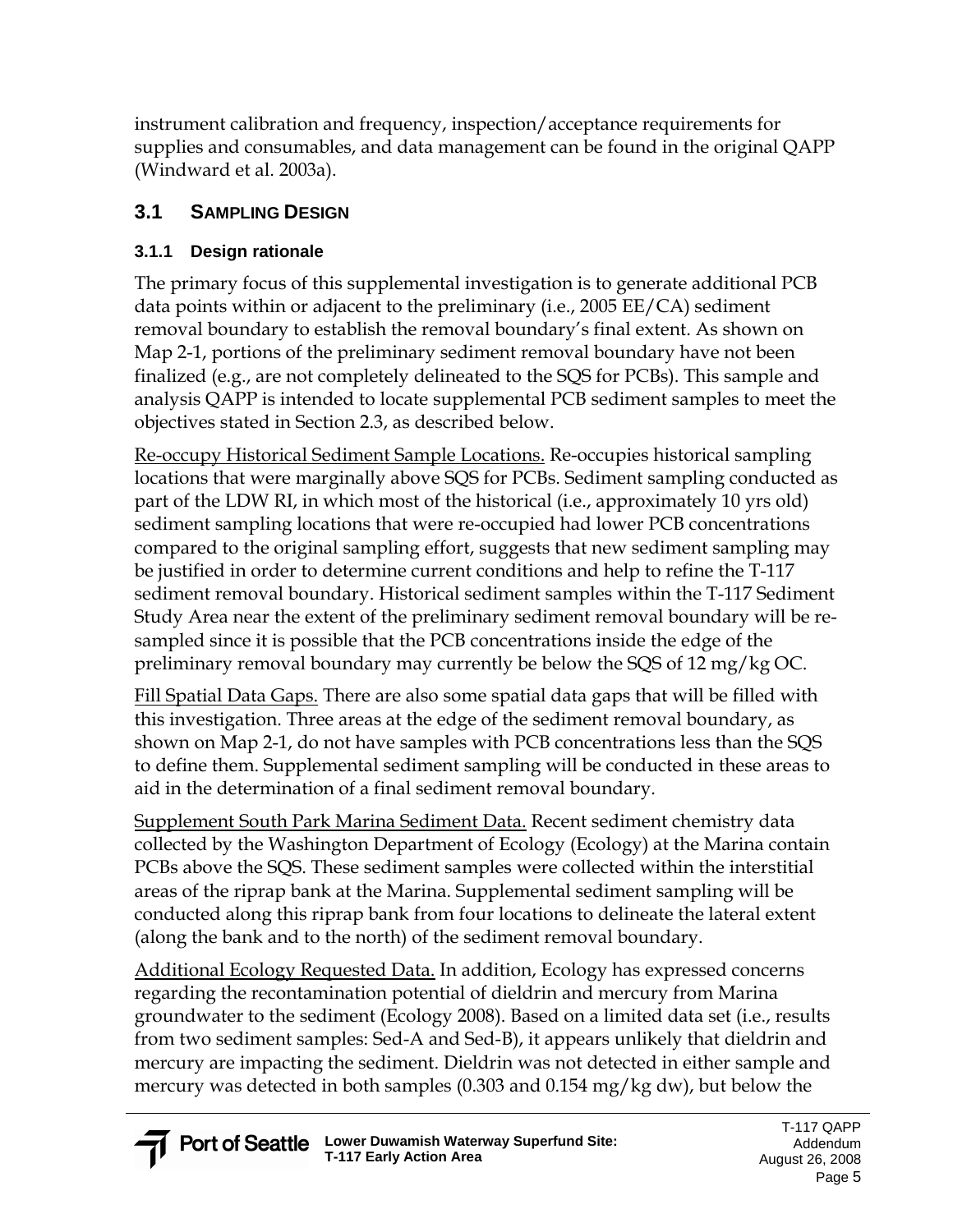instrument calibration and frequency, inspection/acceptance requirements for supplies and consumables, and data management can be found in the original QAPP (Windward et al. 2003a).

## 3.1 SAMPLING DESIGN

### 3.1.1 Design rationale

The primary focus of this supplemental investigation is to generate additional PCB data points within or adjacent to the preliminary (i.e., 2005 EE/CA) sediment removal boundary to establish the removal boundary's final extent. As shown on Map 2-1, portions of the preliminary sediment removal boundary have not been finalized (e.g., are not completely delineated to the SQS for PCBs). This sample and analysis QAPP is intended to locate supplemental PCB sediment samples to meet the objectives stated in Section 2.3, as described below.

<u>Re-occupy Historical Sediment Sample Locations.</u> Re-occupies historical sampling locations that were marginally above SQS for PCBs. Sediment sampling conducted as part of the LDW RI, in which most of the historical (i.e., approximately 10 yrs old) sediment sampling locations that were re-occupied had lower PCB concentrations compared to the original sampling effort, suggests that new sediment sampling may be justified in order to determine current conditions and help to refine the T-117 sediment removal boundary. Historical sediment samples within the T-117 Sediment Study Area near the extent of the preliminary sediment removal boundary will be re-sampled since it is possible that the PCB concentrations inside the edge of the preliminary removal boundary may currently be below the SQS of 12 mg/kg OC.

<u>Fill Spatial Data Gaps.</u> There are also some spatial data gaps that will be filled with this investigation. Three areas at the edge of the sediment removal boundary, as shown on Map 2-1, do not have samples with PCB concentrations less than the SQS to define them. Supplemental sediment sampling will be conducted in these areas to aid in the determination of a final sediment removal boundary.

<u>Supplement South Park Marina Sediment Data.</u> Recent sediment chemistry data collected by the Washington Department of Ecology (Ecology) at the Marina contain PCBs above the SQS. These sediment samples were collected within the interstitial areas of the riprap bank at the Marina. Supplemental sediment sampling will be conducted along this riprap bank from four locations to delineate the lateral extent (along the bank and to the north) of the sediment removal boundary.

<u>Additional Ecology Requested Data.</u> In addition, Ecology has expressed concerns regarding the recontamination potential of dieldrin and mercury from Marina groundwater to the sediment (Ecology 2008). Based on a limited data set (i.e., results from two sediment samples: Sed-A and Sed-B), it appears unlikely that dieldrin and mercury are impacting the sediment. Dieldrin was not detected in either sample and mercury was detected in both samples (0.303 and 0.154 mg/kg dw), but below the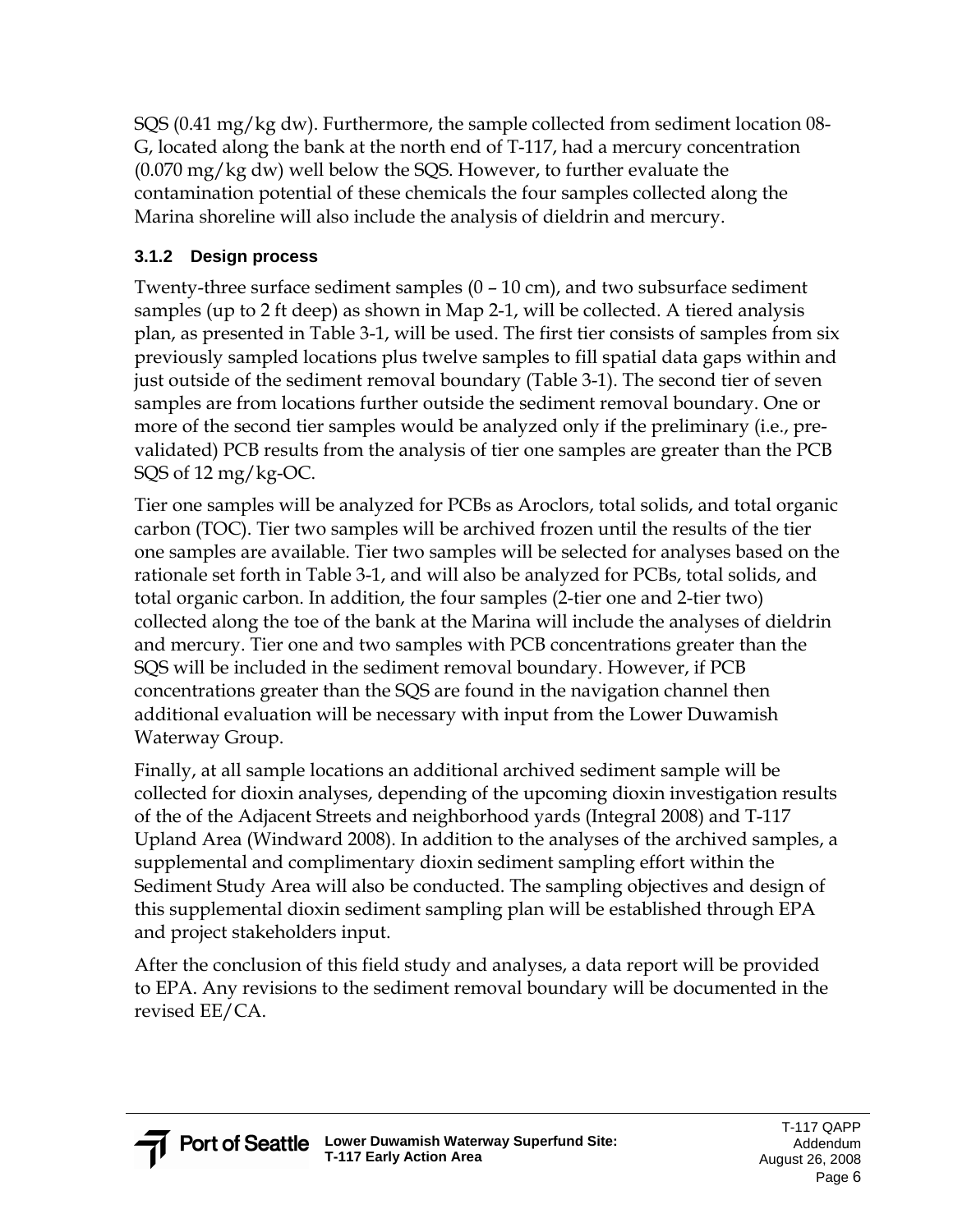SQS (0.41 mg/kg dw). Furthermore, the sample collected from sediment location 08-G, located along the bank at the north end of T-117, had a mercury concentration (0.070 mg/kg dw) well below the SQS. However, to further evaluate the contamination potential of these chemicals the four samples collected along the Marina shoreline will also include the analysis of dieldrin and mercury.

### 3.1.2 Design process

Twenty-three surface sediment samples (0 – 10 cm), and two subsurface sediment samples (up to 2 ft deep) as shown in Map 2-1, will be collected. A tiered analysis plan, as presented in Table 3-1, will be used. The first tier consists of samples from six previously sampled locations plus twelve samples to fill spatial data gaps within and just outside of the sediment removal boundary (Table 3-1). The second tier of seven samples are from locations further outside the sediment removal boundary. One or more of the second tier samples would be analyzed only if the preliminary (i.e., pre-validated) PCB results from the analysis of tier one samples are greater than the PCB SQS of 12 mg/kg-OC.

Tier one samples will be analyzed for PCBs as Aroclors, total solids, and total organic carbon (TOC). Tier two samples will be archived frozen until the results of the tier one samples are available. Tier two samples will be selected for analyses based on the rationale set forth in Table 3-1, and will also be analyzed for PCBs, total solids, and total organic carbon. In addition, the four samples (2-tier one and 2-tier two) collected along the toe of the bank at the Marina will include the analyses of dieldrin and mercury. Tier one and two samples with PCB concentrations greater than the SQS will be included in the sediment removal boundary. However, if PCB concentrations greater than the SQS are found in the navigation channel then additional evaluation will be necessary with input from the Lower Duwamish Waterway Group.

Finally, at all sample locations an additional archived sediment sample will be collected for dioxin analyses, depending of the upcoming dioxin investigation results of the of the Adjacent Streets and neighborhood yards (Integral 2008) and T-117 Upland Area (Windward 2008). In addition to the analyses of the archived samples, a supplemental and complimentary dioxin sediment sampling effort within the Sediment Study Area will also be conducted. The sampling objectives and design of this supplemental dioxin sediment sampling plan will be established through EPA and project stakeholders input.

After the conclusion of this field study and analyses, a data report will be provided to EPA. Any revisions to the sediment removal boundary will be documented in the revised EE/CA.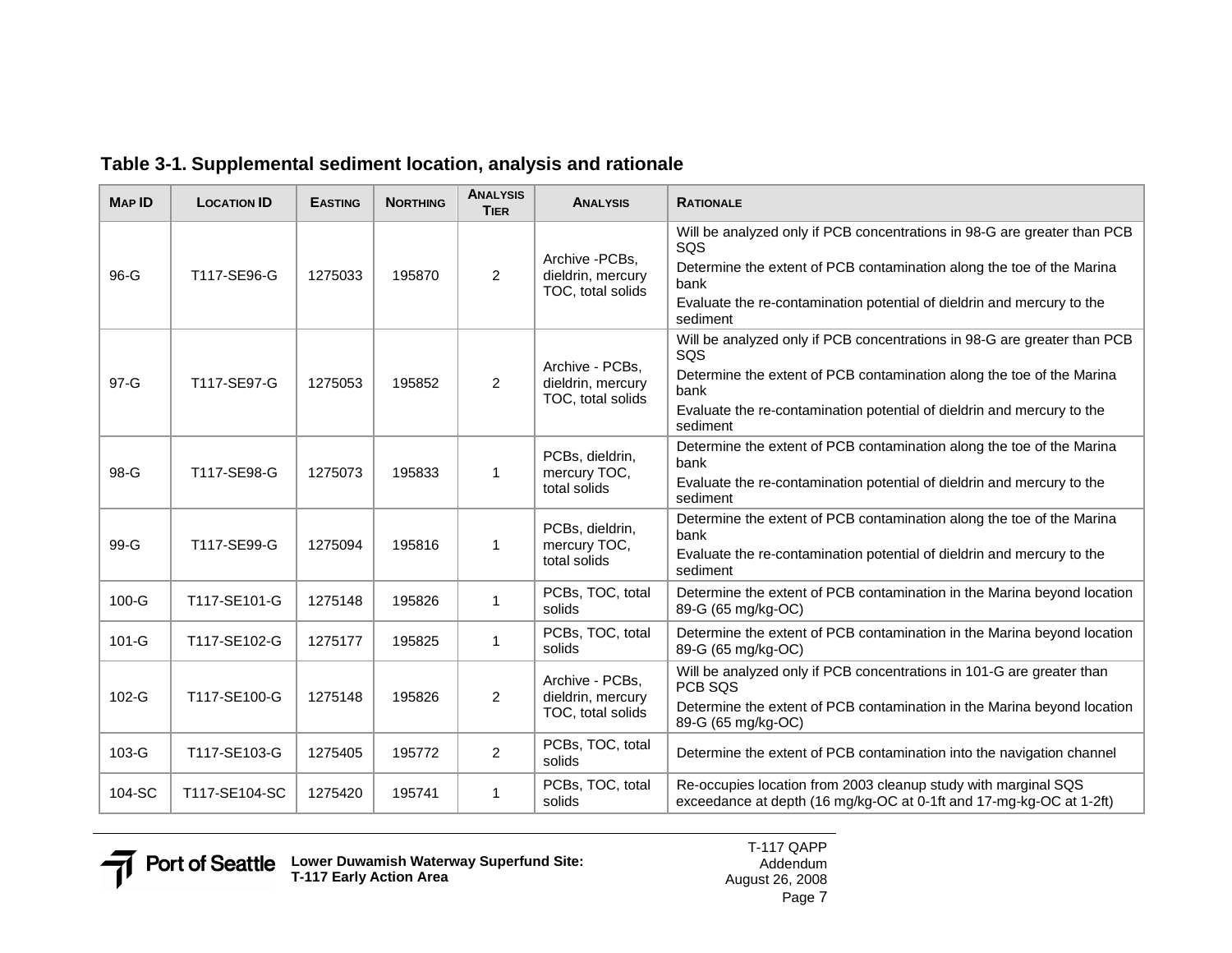**Table 3-1. Supplemental sediment location, analysis and rationale**

| Map ID | Location ID | Easting | Northing | Analysis Tier | Analysis | Rationale |
|---|---|---|---|---|---|---|
| 96-G | T117-SE96-G | 1275033 | 195870 | 2 | Archive -PCBs, dieldrin, mercury TOC, total solids | Will be analyzed only if PCB concentrations in 98-G are greater than PCB SQS<br>Determine the extent of PCB contamination along the toe of the Marina bank<br>Evaluate the re-contamination potential of dieldrin and mercury to the sediment |
| 97-G | T117-SE97-G | 1275053 | 195852 | 2 | Archive - PCBs, dieldrin, mercury TOC, total solids | Will be analyzed only if PCB concentrations in 98-G are greater than PCB SQS<br>Determine the extent of PCB contamination along the toe of the Marina bank<br>Evaluate the re-contamination potential of dieldrin and mercury to the sediment |
| 98-G | T117-SE98-G | 1275073 | 195833 | 1 | PCBs, dieldrin, mercury TOC, total solids | Determine the extent of PCB contamination along the toe of the Marina bank<br>Evaluate the re-contamination potential of dieldrin and mercury to the sediment |
| 99-G | T117-SE99-G | 1275094 | 195816 | 1 | PCBs, dieldrin, mercury TOC, total solids | Determine the extent of PCB contamination along the toe of the Marina bank<br>Evaluate the re-contamination potential of dieldrin and mercury to the sediment |
| 100-G | T117-SE101-G | 1275148 | 195826 | 1 | PCBs, TOC, total solids | Determine the extent of PCB contamination in the Marina beyond location 89-G (65 mg/kg-OC) |
| 101-G | T117-SE102-G | 1275177 | 195825 | 1 | PCBs, TOC, total solids | Determine the extent of PCB contamination in the Marina beyond location 89-G (65 mg/kg-OC) |
| 102-G | T117-SE100-G | 1275148 | 195826 | 2 | Archive - PCBs, dieldrin, mercury TOC, total solids | Will be analyzed only if PCB concentrations in 101-G are greater than PCB SQS<br>Determine the extent of PCB contamination in the Marina beyond location 89-G (65 mg/kg-OC) |
| 103-G | T117-SE103-G | 1275405 | 195772 | 2 | PCBs, TOC, total solids | Determine the extent of PCB contamination into the navigation channel |
| 104-SC | T117-SE104-SC | 1275420 | 195741 | 1 | PCBs, TOC, total solids | Re-occupies location from 2003 cleanup study with marginal SQS exceedance at depth (16 mg/kg-OC at 0-1ft and 17-mg-kg-OC at 1-2ft) |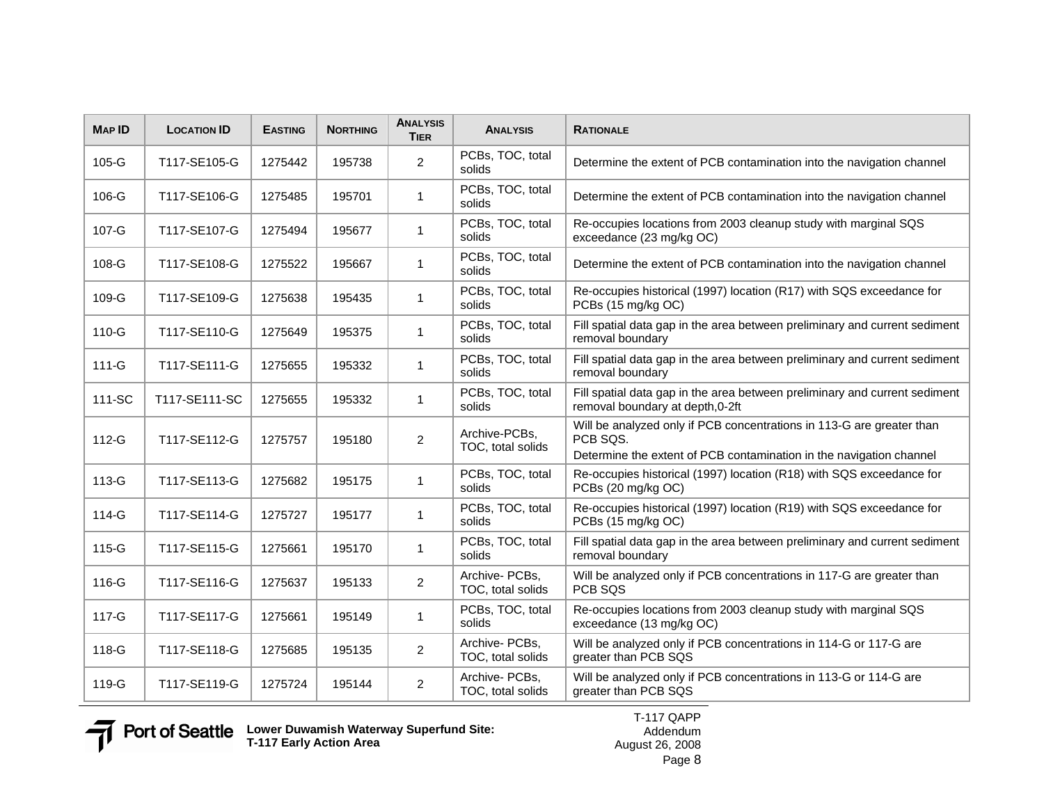| Map ID | Location ID | Easting | Northing | Analysis Tier | Analysis | Rationale |
|---|---|---|---|---|---|---|
| 105-G | T117-SE105-G | 1275442 | 195738 | 2 | PCBs, TOC, total solids | Determine the extent of PCB contamination into the navigation channel |
| 106-G | T117-SE106-G | 1275485 | 195701 | 1 | PCBs, TOC, total solids | Determine the extent of PCB contamination into the navigation channel |
| 107-G | T117-SE107-G | 1275494 | 195677 | 1 | PCBs, TOC, total solids | Re-occupies locations from 2003 cleanup study with marginal SQS exceedance (23 mg/kg OC) |
| 108-G | T117-SE108-G | 1275522 | 195667 | 1 | PCBs, TOC, total solids | Determine the extent of PCB contamination into the navigation channel |
| 109-G | T117-SE109-G | 1275638 | 195435 | 1 | PCBs, TOC, total solids | Re-occupies historical (1997) location (R17) with SQS exceedance for PCBs (15 mg/kg OC) |
| 110-G | T117-SE110-G | 1275649 | 195375 | 1 | PCBs, TOC, total solids | Fill spatial data gap in the area between preliminary and current sediment removal boundary |
| 111-G | T117-SE111-G | 1275655 | 195332 | 1 | PCBs, TOC, total solids | Fill spatial data gap in the area between preliminary and current sediment removal boundary |
| 111-SC | T117-SE111-SC | 1275655 | 195332 | 1 | PCBs, TOC, total solids | Fill spatial data gap in the area between preliminary and current sediment removal boundary at depth,0-2ft |
| 112-G | T117-SE112-G | 1275757 | 195180 | 2 | Archive-PCBs, TOC, total solids | Will be analyzed only if PCB concentrations in 113-G are greater than PCB SQS. Determine the extent of PCB contamination in the navigation channel |
| 113-G | T117-SE113-G | 1275682 | 195175 | 1 | PCBs, TOC, total solids | Re-occupies historical (1997) location (R18) with SQS exceedance for PCBs (20 mg/kg OC) |
| 114-G | T117-SE114-G | 1275727 | 195177 | 1 | PCBs, TOC, total solids | Re-occupies historical (1997) location (R19) with SQS exceedance for PCBs (15 mg/kg OC) |
| 115-G | T117-SE115-G | 1275661 | 195170 | 1 | PCBs, TOC, total solids | Fill spatial data gap in the area between preliminary and current sediment removal boundary |
| 116-G | T117-SE116-G | 1275637 | 195133 | 2 | Archive- PCBs, TOC, total solids | Will be analyzed only if PCB concentrations in 117-G are greater than PCB SQS |
| 117-G | T117-SE117-G | 1275661 | 195149 | 1 | PCBs, TOC, total solids | Re-occupies locations from 2003 cleanup study with marginal SQS exceedance (13 mg/kg OC) |
| 118-G | T117-SE118-G | 1275685 | 195135 | 2 | Archive- PCBs, TOC, total solids | Will be analyzed only if PCB concentrations in 114-G or 117-G are greater than PCB SQS |
| 119-G | T117-SE119-G | 1275724 | 195144 | 2 | Archive- PCBs, TOC, total solids | Will be analyzed only if PCB concentrations in 113-G or 114-G are greater than PCB SQS |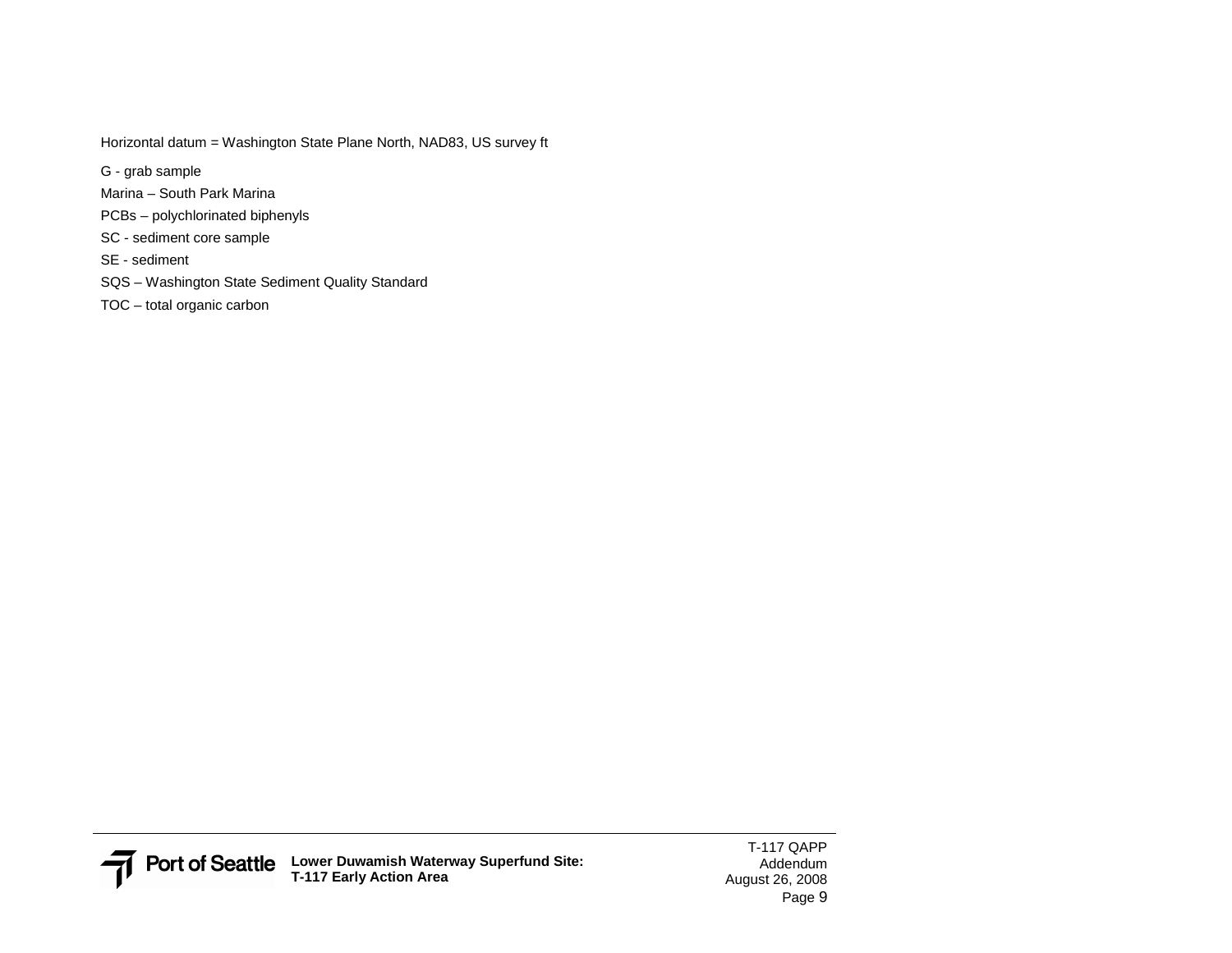Horizontal datum = Washington State Plane North, NAD83, US survey ft

G - grab sample

Marina – South Park Marina

PCBs – polychlorinated biphenyls

SC - sediment core sample

SE - sediment

SQS – Washington State Sediment Quality Standard

TOC – total organic carbon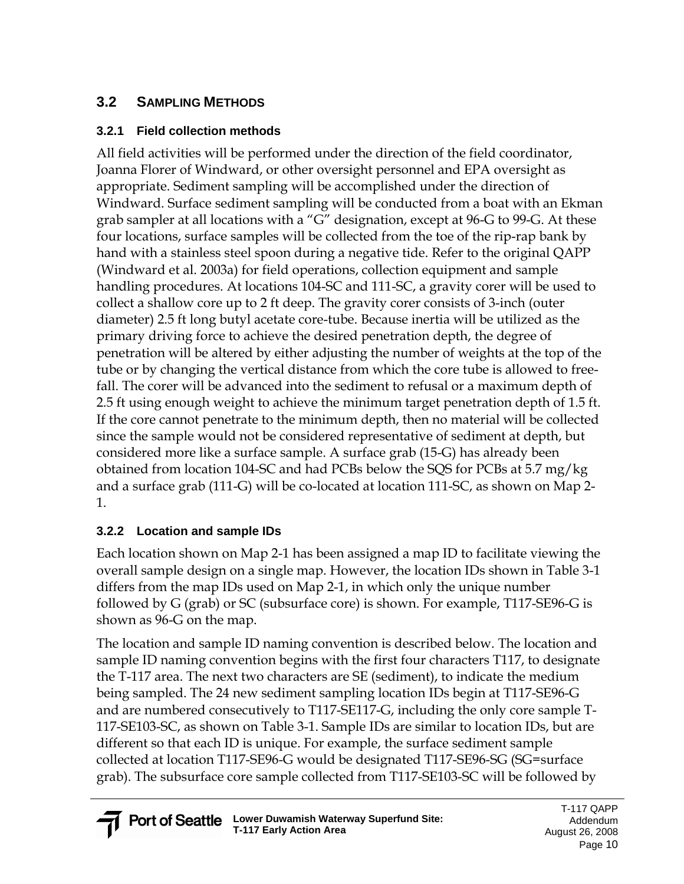## 3.2 SAMPLING METHODS

### 3.2.1 Field collection methods

All field activities will be performed under the direction of the field coordinator, Joanna Florer of Windward, or other oversight personnel and EPA oversight as appropriate. Sediment sampling will be accomplished under the direction of Windward. Surface sediment sampling will be conducted from a boat with an Ekman grab sampler at all locations with a "G" designation, except at 96-G to 99-G. At these four locations, surface samples will be collected from the toe of the rip-rap bank by hand with a stainless steel spoon during a negative tide. Refer to the original QAPP (Windward et al. 2003a) for field operations, collection equipment and sample handling procedures. At locations 104-SC and 111-SC, a gravity corer will be used to collect a shallow core up to 2 ft deep. The gravity corer consists of 3-inch (outer diameter) 2.5 ft long butyl acetate core-tube. Because inertia will be utilized as the primary driving force to achieve the desired penetration depth, the degree of penetration will be altered by either adjusting the number of weights at the top of the tube or by changing the vertical distance from which the core tube is allowed to free-fall. The corer will be advanced into the sediment to refusal or a maximum depth of 2.5 ft using enough weight to achieve the minimum target penetration depth of 1.5 ft. If the core cannot penetrate to the minimum depth, then no material will be collected since the sample would not be considered representative of sediment at depth, but considered more like a surface sample. A surface grab (15-G) has already been obtained from location 104-SC and had PCBs below the SQS for PCBs at 5.7 mg/kg and a surface grab (111-G) will be co-located at location 111-SC, as shown on Map 2-1.

### 3.2.2 Location and sample IDs

Each location shown on Map 2-1 has been assigned a map ID to facilitate viewing the overall sample design on a single map. However, the location IDs shown in Table 3-1 differs from the map IDs used on Map 2-1, in which only the unique number followed by G (grab) or SC (subsurface core) is shown. For example, T117-SE96-G is shown as 96-G on the map.

The location and sample ID naming convention is described below. The location and sample ID naming convention begins with the first four characters T117, to designate the T-117 area. The next two characters are SE (sediment), to indicate the medium being sampled. The 24 new sediment sampling location IDs begin at T117-SE96-G and are numbered consecutively to T117-SE117-G, including the only core sample T-117-SE103-SC, as shown on Table 3-1. Sample IDs are similar to location IDs, but are different so that each ID is unique. For example, the surface sediment sample collected at location T117-SE96-G would be designated T117-SE96-SG (SG=surface grab). The subsurface core sample collected from T117-SE103-SC will be followed by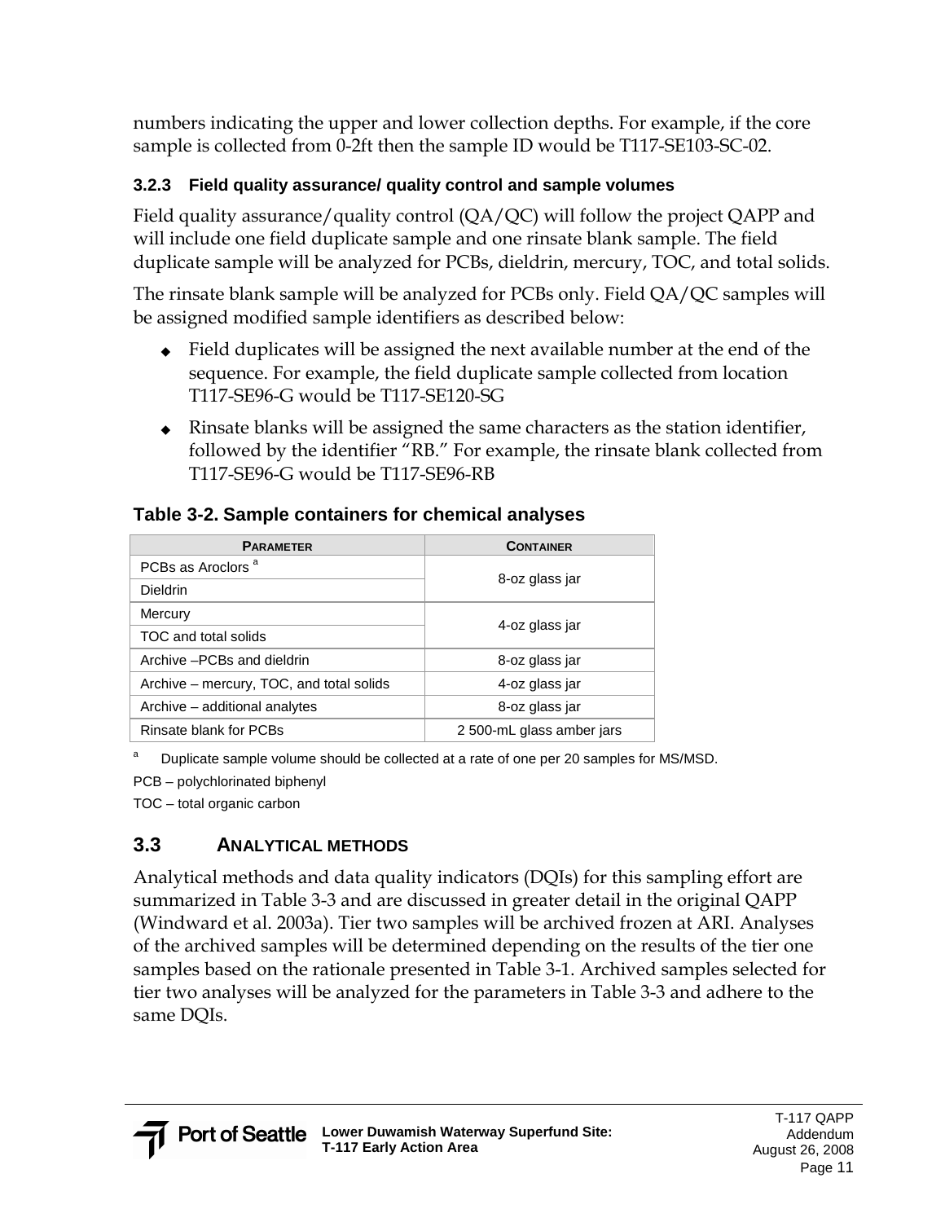numbers indicating the upper and lower collection depths. For example, if the core sample is collected from 0-2ft then the sample ID would be T117-SE103-SC-02.

### 3.2.3 Field quality assurance/ quality control and sample volumes

Field quality assurance/quality control (QA/QC) will follow the project QAPP and will include one field duplicate sample and one rinsate blank sample. The field duplicate sample will be analyzed for PCBs, dieldrin, mercury, TOC, and total solids.

The rinsate blank sample will be analyzed for PCBs only. Field QA/QC samples will be assigned modified sample identifiers as described below:

- Field duplicates will be assigned the next available number at the end of the sequence. For example, the field duplicate sample collected from location T117-SE96-G would be T117-SE120-SG
- Rinsate blanks will be assigned the same characters as the station identifier, followed by the identifier "RB." For example, the rinsate blank collected from T117-SE96-G would be T117-SE96-RB

**Table 3-2. Sample containers for chemical analyses**

| PARAMETER | CONTAINER |
|---|---|
| PCBs as Aroclors [a] | 8-oz glass jar |
| Dieldrin | |
| Mercury | 4-oz glass jar |
| TOC and total solids | |
| Archive –PCBs and dieldrin | 8-oz glass jar |
| Archive – mercury, TOC, and total solids | 4-oz glass jar |
| Archive – additional analytes | 8-oz glass jar |
| Rinsate blank for PCBs | 2 500-mL glass amber jars |

[a] Duplicate sample volume should be collected at a rate of one per 20 samples for MS/MSD.

PCB – polychlorinated biphenyl

TOC – total organic carbon

## 3.3 ANALYTICAL METHODS

Analytical methods and data quality indicators (DQIs) for this sampling effort are summarized in Table 3-3 and are discussed in greater detail in the original QAPP (Windward et al. 2003a). Tier two samples will be archived frozen at ARI. Analyses of the archived samples will be determined depending on the results of the tier one samples based on the rationale presented in Table 3-1. Archived samples selected for tier two analyses will be analyzed for the parameters in Table 3-3 and adhere to the same DQIs.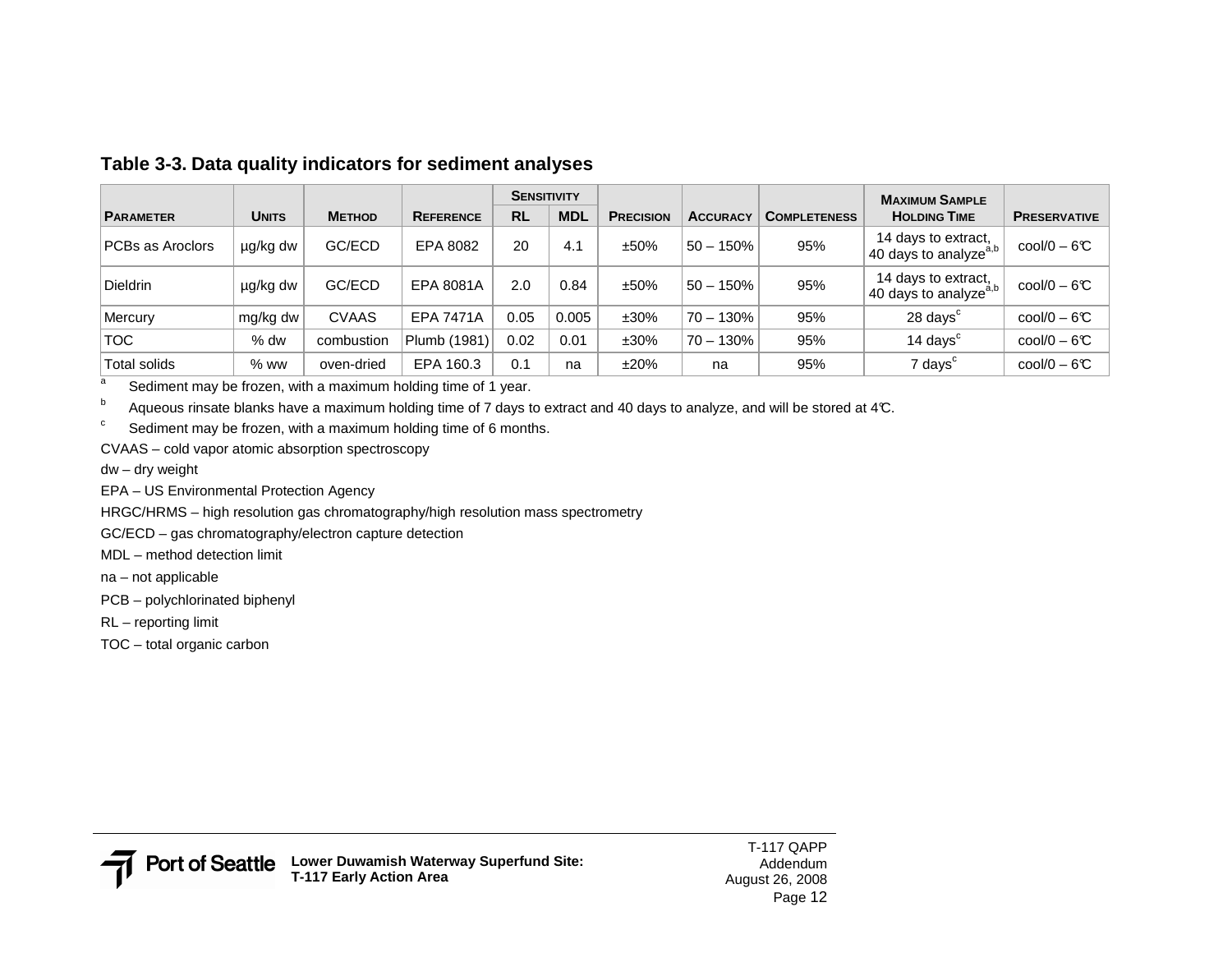### Table 3-3. Data quality indicators for sediment analyses

| Parameter | Units | Method | Reference | Sensitivity | | Precision | Accuracy | Completeness | Maximum Sample Holding Time | Preservative |
|---|---|---|---|---|---|---|---|---|---|---|
| | | | | RL | MDL | | | | | |
| PCBs as Aroclors | µg/kg dw | GC/ECD | EPA 8082 | 20 | 4.1 | ±50% | 50 – 150% | 95% | 14 days to extract, 40 days to analyze[a,b] | cool/0 – 6℃ |
| Dieldrin | µg/kg dw | GC/ECD | EPA 8081A | 2.0 | 0.84 | ±50% | 50 – 150% | 95% | 14 days to extract, 40 days to analyze[a,b] | cool/0 – 6℃ |
| Mercury | mg/kg dw | CVAAS | EPA 7471A | 0.05 | 0.005 | ±30% | 70 – 130% | 95% | 28 days[c] | cool/0 – 6℃ |
| TOC | % dw | combustion | Plumb (1981) | 0.02 | 0.01 | ±30% | 70 – 130% | 95% | 14 days[c] | cool/0 – 6℃ |
| Total solids | % ww | oven-dried | EPA 160.3 | 0.1 | na | ±20% | na | 95% | 7 days[c] | cool/0 – 6℃ |

[a] Sediment may be frozen, with a maximum holding time of 1 year.

[b] Aqueous rinsate blanks have a maximum holding time of 7 days to extract and 40 days to analyze, and will be stored at 4℃.

[c] Sediment may be frozen, with a maximum holding time of 6 months.

CVAAS – cold vapor atomic absorption spectroscopy

dw – dry weight

EPA – US Environmental Protection Agency

HRGC/HRMS – high resolution gas chromatography/high resolution mass spectrometry

GC/ECD – gas chromatography/electron capture detection

MDL – method detection limit

na – not applicable

PCB – polychlorinated biphenyl

RL – reporting limit

TOC – total organic carbon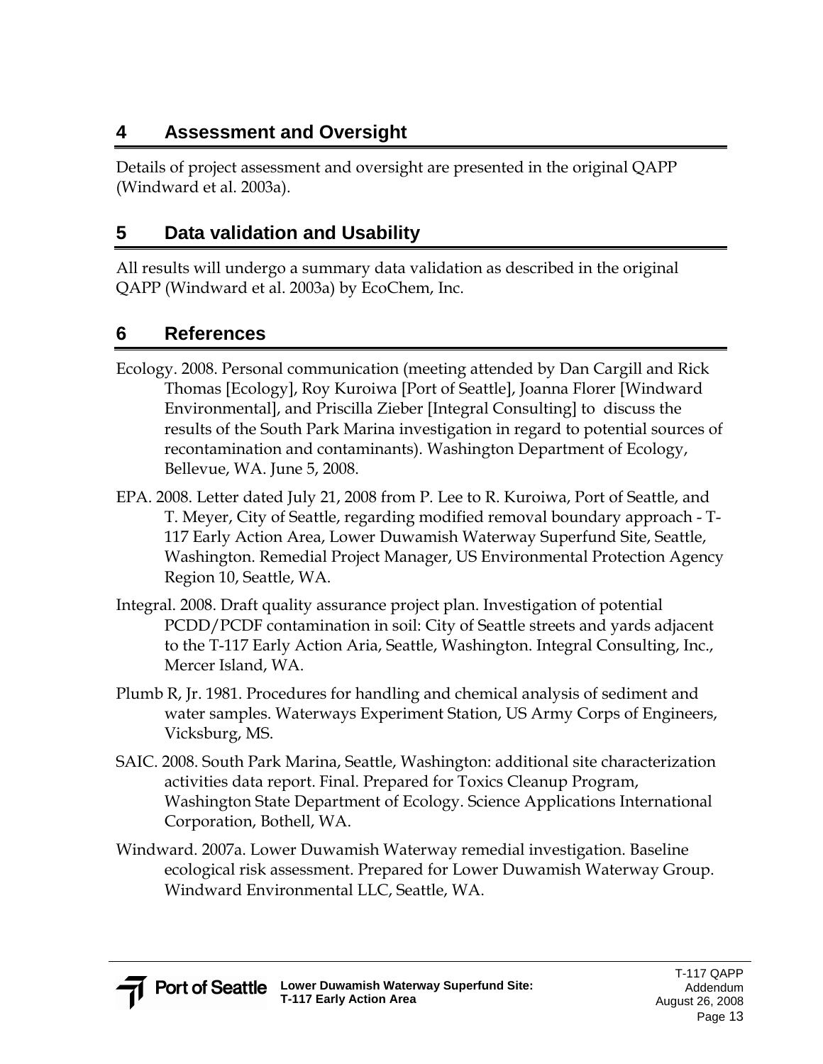# 4 Assessment and Oversight

Details of project assessment and oversight are presented in the original QAPP (Windward et al. 2003a).

# 5 Data validation and Usability

All results will undergo a summary data validation as described in the original QAPP (Windward et al. 2003a) by EcoChem, Inc.

# 6 References

Ecology. 2008. Personal communication (meeting attended by Dan Cargill and Rick Thomas [Ecology], Roy Kuroiwa [Port of Seattle], Joanna Florer [Windward Environmental], and Priscilla Zieber [Integral Consulting] to discuss the results of the South Park Marina investigation in regard to potential sources of recontamination and contaminants). Washington Department of Ecology, Bellevue, WA. June 5, 2008.

EPA. 2008. Letter dated July 21, 2008 from P. Lee to R. Kuroiwa, Port of Seattle, and T. Meyer, City of Seattle, regarding modified removal boundary approach - T-117 Early Action Area, Lower Duwamish Waterway Superfund Site, Seattle, Washington. Remedial Project Manager, US Environmental Protection Agency Region 10, Seattle, WA.

Integral. 2008. Draft quality assurance project plan. Investigation of potential PCDD/PCDF contamination in soil: City of Seattle streets and yards adjacent to the T-117 Early Action Aria, Seattle, Washington. Integral Consulting, Inc., Mercer Island, WA.

Plumb R, Jr. 1981. Procedures for handling and chemical analysis of sediment and water samples. Waterways Experiment Station, US Army Corps of Engineers, Vicksburg, MS.

SAIC. 2008. South Park Marina, Seattle, Washington: additional site characterization activities data report. Final. Prepared for Toxics Cleanup Program, Washington State Department of Ecology. Science Applications International Corporation, Bothell, WA.

Windward. 2007a. Lower Duwamish Waterway remedial investigation. Baseline ecological risk assessment. Prepared for Lower Duwamish Waterway Group. Windward Environmental LLC, Seattle, WA.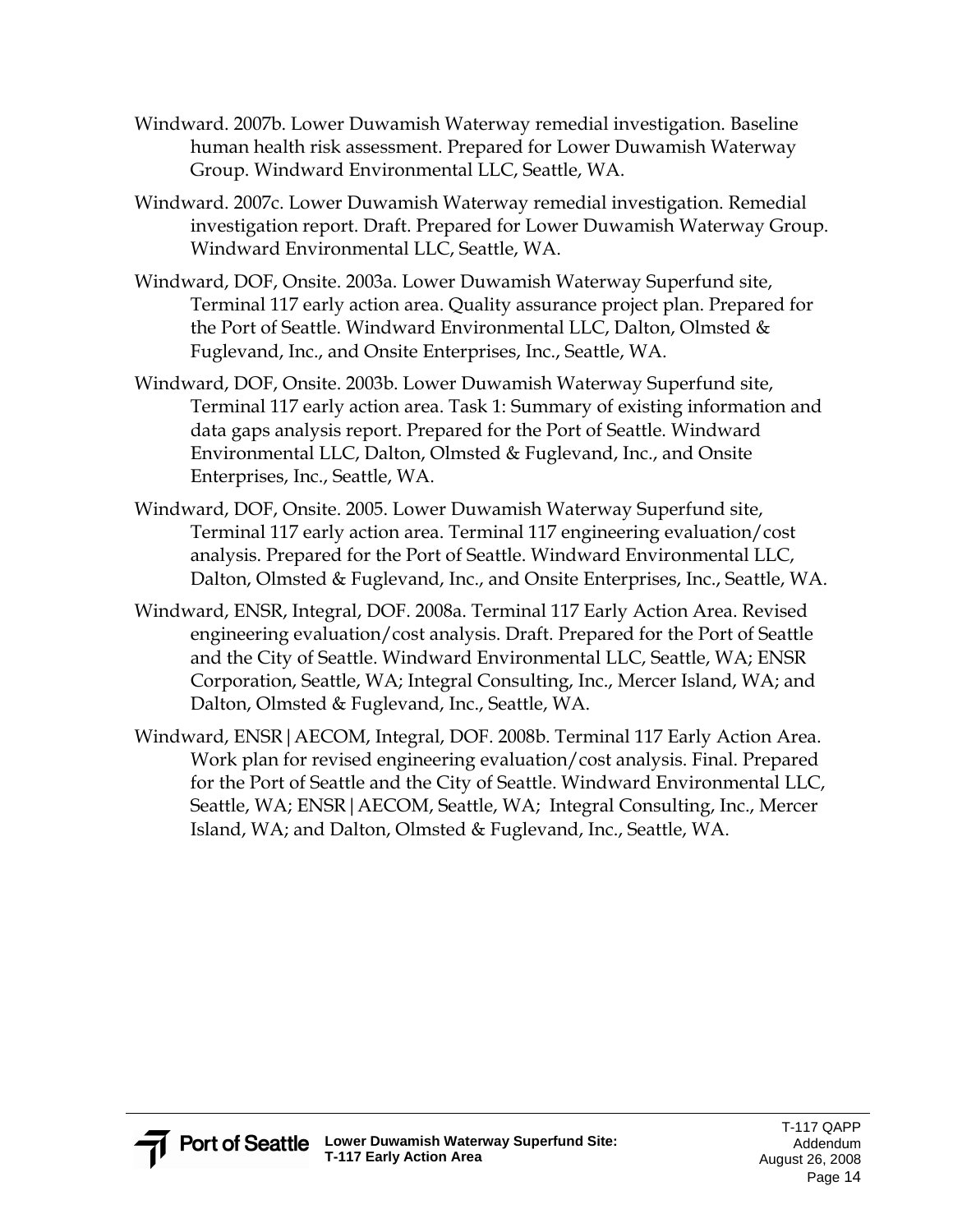Windward. 2007b. Lower Duwamish Waterway remedial investigation. Baseline human health risk assessment. Prepared for Lower Duwamish Waterway Group. Windward Environmental LLC, Seattle, WA.

Windward. 2007c. Lower Duwamish Waterway remedial investigation. Remedial investigation report. Draft. Prepared for Lower Duwamish Waterway Group. Windward Environmental LLC, Seattle, WA.

Windward, DOF, Onsite. 2003a. Lower Duwamish Waterway Superfund site, Terminal 117 early action area. Quality assurance project plan. Prepared for the Port of Seattle. Windward Environmental LLC, Dalton, Olmsted & Fuglevand, Inc., and Onsite Enterprises, Inc., Seattle, WA.

Windward, DOF, Onsite. 2003b. Lower Duwamish Waterway Superfund site, Terminal 117 early action area. Task 1: Summary of existing information and data gaps analysis report. Prepared for the Port of Seattle. Windward Environmental LLC, Dalton, Olmsted & Fuglevand, Inc., and Onsite Enterprises, Inc., Seattle, WA.

Windward, DOF, Onsite. 2005. Lower Duwamish Waterway Superfund site, Terminal 117 early action area. Terminal 117 engineering evaluation/cost analysis. Prepared for the Port of Seattle. Windward Environmental LLC, Dalton, Olmsted & Fuglevand, Inc., and Onsite Enterprises, Inc., Seattle, WA.

Windward, ENSR, Integral, DOF. 2008a. Terminal 117 Early Action Area. Revised engineering evaluation/cost analysis. Draft. Prepared for the Port of Seattle and the City of Seattle. Windward Environmental LLC, Seattle, WA; ENSR Corporation, Seattle, WA; Integral Consulting, Inc., Mercer Island, WA; and Dalton, Olmsted & Fuglevand, Inc., Seattle, WA.

Windward, ENSR|AECOM, Integral, DOF. 2008b. Terminal 117 Early Action Area. Work plan for revised engineering evaluation/cost analysis. Final. Prepared for the Port of Seattle and the City of Seattle. Windward Environmental LLC, Seattle, WA; ENSR|AECOM, Seattle, WA; Integral Consulting, Inc., Mercer Island, WA; and Dalton, Olmsted & Fuglevand, Inc., Seattle, WA.